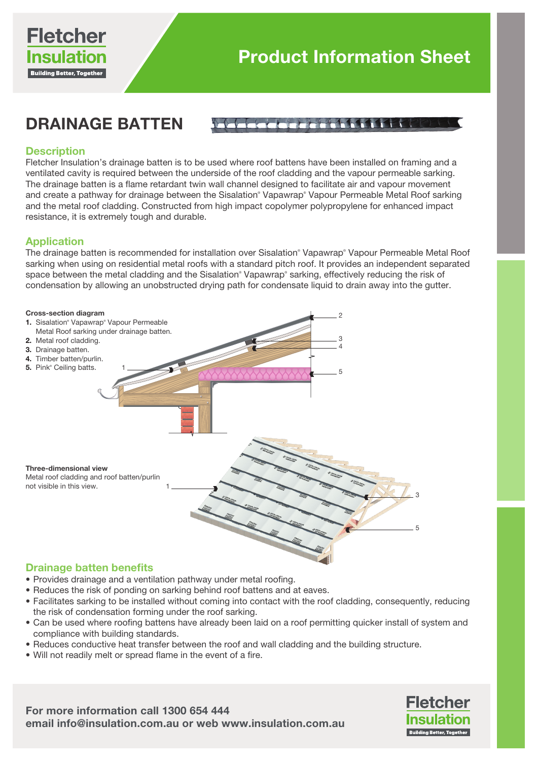Product Information Sheet

# DRAINAGE BATTEN

## Description

Fletcher Insulation's drainage batten is to be used where roof battens have been installed on framing and a ventilated cavity is required between the underside of the roof cladding and the vapour permeable sarking. The drainage batten is a flame retardant twin wall channel designed to facilitate air and vapour movement and create a pathway for drainage between the Sisalation® Vapawrap® Vapour Permeable Metal Roof sarking and the metal roof cladding. Constructed from high impact copolymer polypropylene for enhanced impact resistance, it is extremely tough and durable.

## Application

The drainage batten is recommended for installation over Sisalation® Vapawrap® Vapour Permeable Metal Roof sarking when using on residential metal roofs with a standard pitch roof. It provides an independent separated space between the metal cladding and the Sisalation® Vapawrap® sarking, effectively reducing the risk of condensation by allowing an unobstructed drying path for condensate liquid to drain away into the gutter.

**Cross-section diagram**

1. Sisalation® Vapawrap® Vapour Permeable Metal Roof sarking under drainage batten.
2. Metal roof cladding.
3. Drainage batten.
4. Timber batten/purlin.
5. Pink® Ceiling batts.

**Three-dimensional view**

Metal roof cladding and roof batten/purlin not visible in this view.

## Drainage batten benefits

- Provides drainage and a ventilation pathway under metal roofing.
- Reduces the risk of ponding on sarking behind roof battens and at eaves.
- Facilitates sarking to be installed without coming into contact with the roof cladding, consequently, reducing the risk of condensation forming under the roof sarking.
- Can be used where roofing battens have already been laid on a roof permitting quicker install of system and compliance with building standards.
- Reduces conductive heat transfer between the roof and wall cladding and the building structure.
- Will not readily melt or spread flame in the event of a fire.

**For more information call 1300 654 444**
**email info@insulation.com.au or web www.insulation.com.au**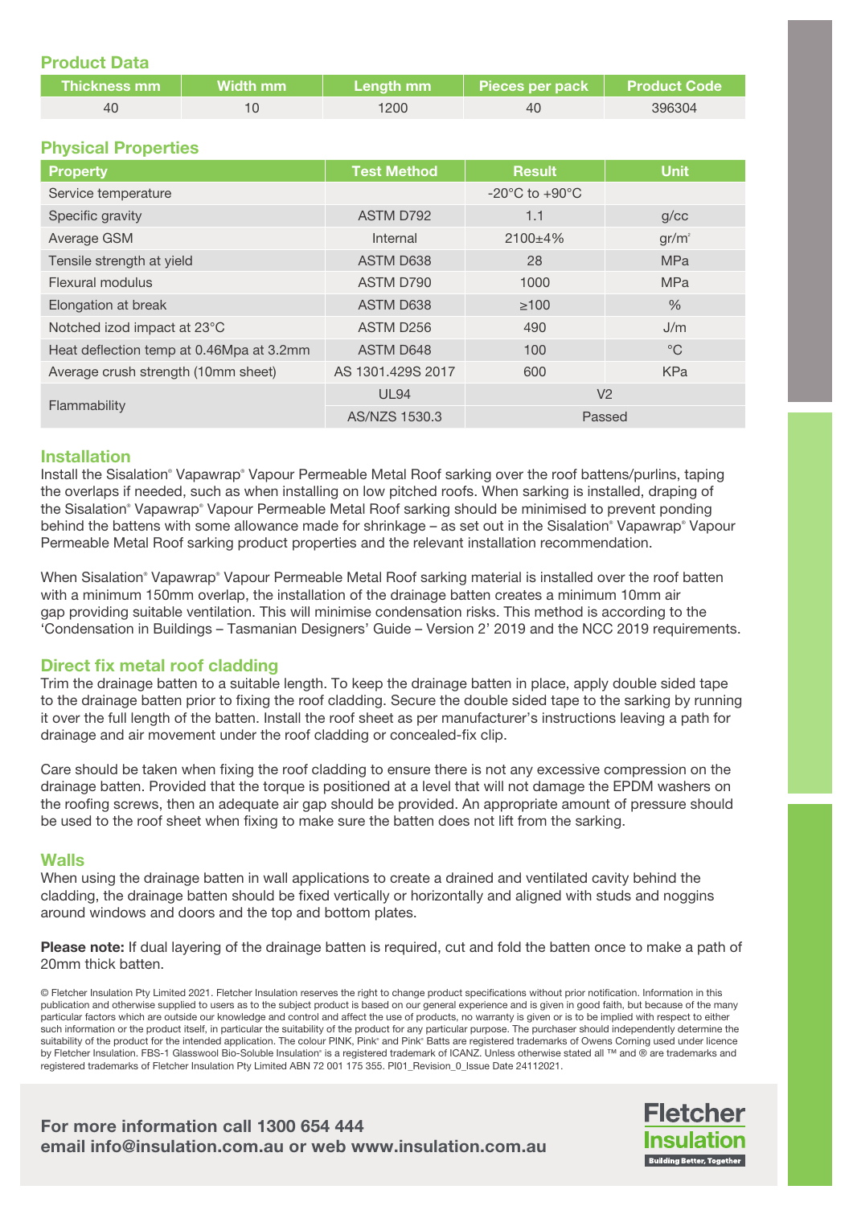## Product Data

| Thickness mm | Width mm | Length mm | Pieces per pack | Product Code |
|---|---|---|---|---|
| 40 | 10 | 1200 | 40 | 396304 |

## Physical Properties

| Property | Test Method | Result | Unit |
|---|---|---|---|
| Service temperature | | -20°C to +90°C | |
| Specific gravity | ASTM D792 | 1.1 | g/cc |
| Average GSM | Internal | 2100±4% | gr/m² |
| Tensile strength at yield | ASTM D638 | 28 | MPa |
| Flexural modulus | ASTM D790 | 1000 | MPa |
| Elongation at break | ASTM D638 | ≥100 | % |
| Notched izod impact at 23°C | ASTM D256 | 490 | J/m |
| Heat deflection temp at 0.46Mpa at 3.2mm | ASTM D648 | 100 | °C |
| Average crush strength (10mm sheet) | AS 1301.429S 2017 | 600 | KPa |
| Flammability | UL94 | V2 | |
| | AS/NZS 1530.3 | Passed | |

## Installation

Install the Sisalation® Vapawrap® Vapour Permeable Metal Roof sarking over the roof battens/purlins, taping the overlaps if needed, such as when installing on low pitched roofs. When sarking is installed, draping of the Sisalation® Vapawrap® Vapour Permeable Metal Roof sarking should be minimised to prevent ponding behind the battens with some allowance made for shrinkage – as set out in the Sisalation® Vapawrap® Vapour Permeable Metal Roof sarking product properties and the relevant installation recommendation.

When Sisalation® Vapawrap® Vapour Permeable Metal Roof sarking material is installed over the roof batten with a minimum 150mm overlap, the installation of the drainage batten creates a minimum 10mm air gap providing suitable ventilation. This will minimise condensation risks. This method is according to the 'Condensation in Buildings – Tasmanian Designers' Guide – Version 2' 2019 and the NCC 2019 requirements.

## Direct fix metal roof cladding

Trim the drainage batten to a suitable length. To keep the drainage batten in place, apply double sided tape to the drainage batten prior to fixing the roof cladding. Secure the double sided tape to the sarking by running it over the full length of the batten. Install the roof sheet as per manufacturer's instructions leaving a path for drainage and air movement under the roof cladding or concealed-fix clip.

Care should be taken when fixing the roof cladding to ensure there is not any excessive compression on the drainage batten. Provided that the torque is positioned at a level that will not damage the EPDM washers on the roofing screws, then an adequate air gap should be provided. An appropriate amount of pressure should be used to the roof sheet when fixing to make sure the batten does not lift from the sarking.

## Walls

When using the drainage batten in wall applications to create a drained and ventilated cavity behind the cladding, the drainage batten should be fixed vertically or horizontally and aligned with studs and noggins around windows and doors and the top and bottom plates.

**Please note:** If dual layering of the drainage batten is required, cut and fold the batten once to make a path of 20mm thick batten.

© Fletcher Insulation Pty Limited 2021. Fletcher Insulation reserves the right to change product specifications without prior notification. Information in this publication and otherwise supplied to users as to the subject product is based on our general experience and is given in good faith, but because of the many particular factors which are outside our knowledge and control and affect the use of products, no warranty is given or is to be implied with respect to either such information or the product itself, in particular the suitability of the product for any particular purpose. The purchaser should independently determine the suitability of the product for the intended application. The colour PINK, Pink® and Pink® Batts are registered trademarks of Owens Corning used under licence by Fletcher Insulation. FBS-1 Glasswool Bio-Soluble Insulation® is a registered trademark of ICANZ. Unless otherwise stated all ™ and ® are trademarks and registered trademarks of Fletcher Insulation Pty Limited ABN 72 001 175 355. PI01_Revision_0_Issue Date 24112021.

**For more information call 1300 654 444**
**email info@insulation.com.au or web www.insulation.com.au**

Fletcher Insulation
Building Better, Together